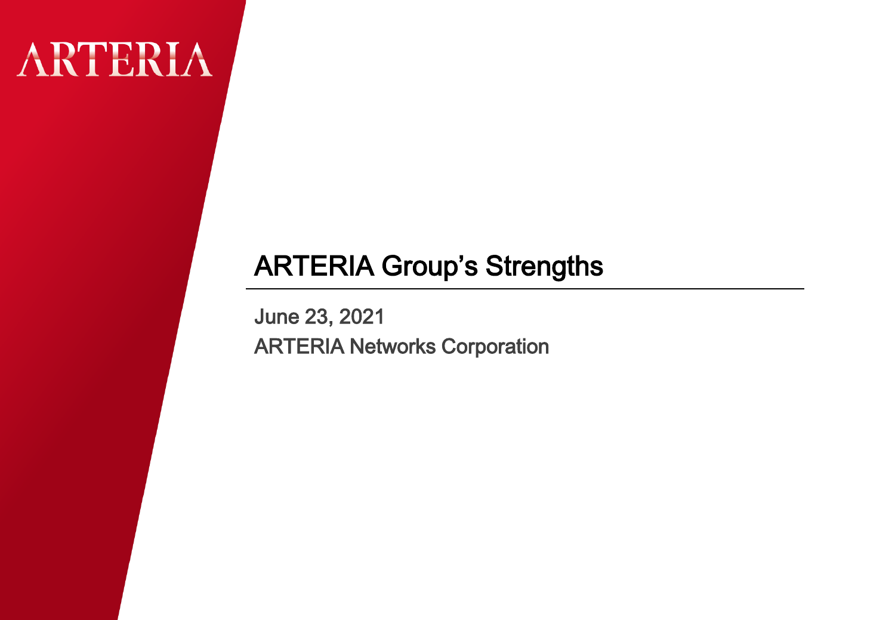ARTERIA

# ARTERIA Group's Strengths

June 23, 2021

ARTERIA Networks Corporation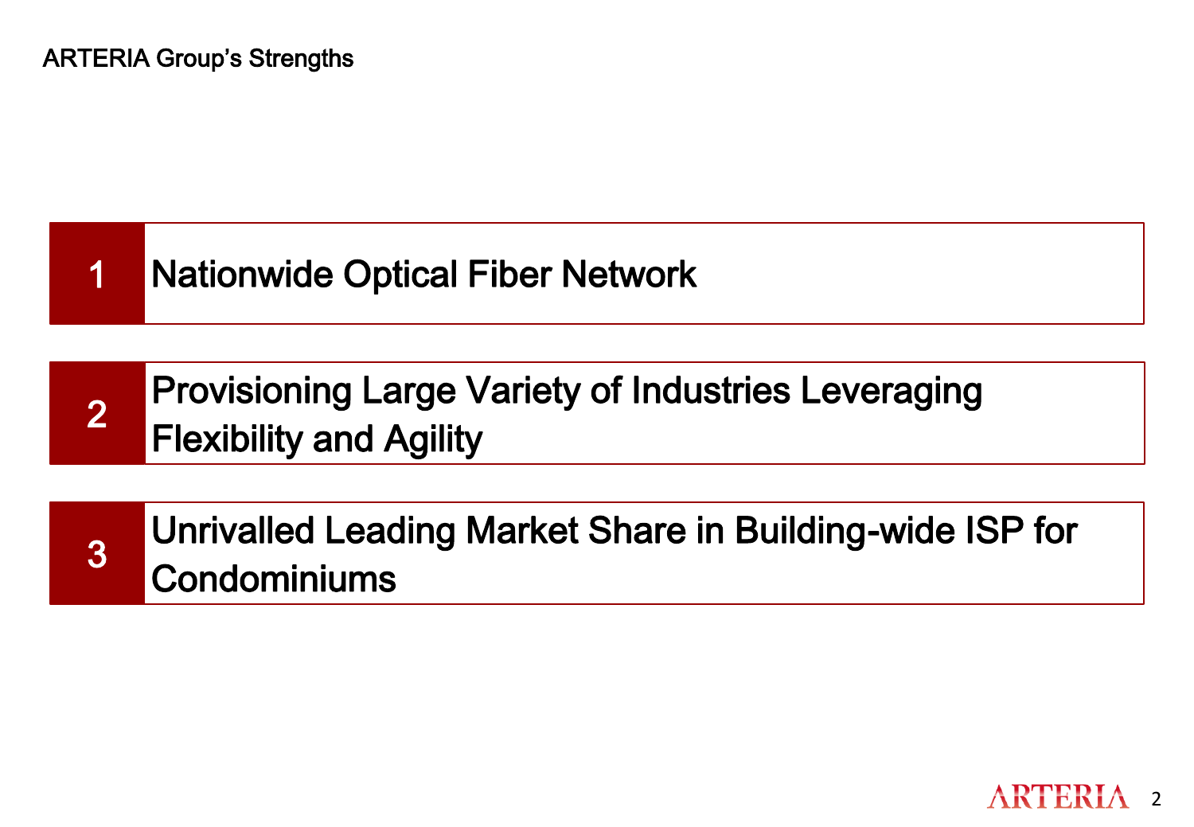# ARTERIA Group's Strengths

1. Nationwide Optical Fiber Network
2. Provisioning Large Variety of Industries Leveraging Flexibility and Agility
3. Unrivalled Leading Market Share in Building-wide ISP for Condominiums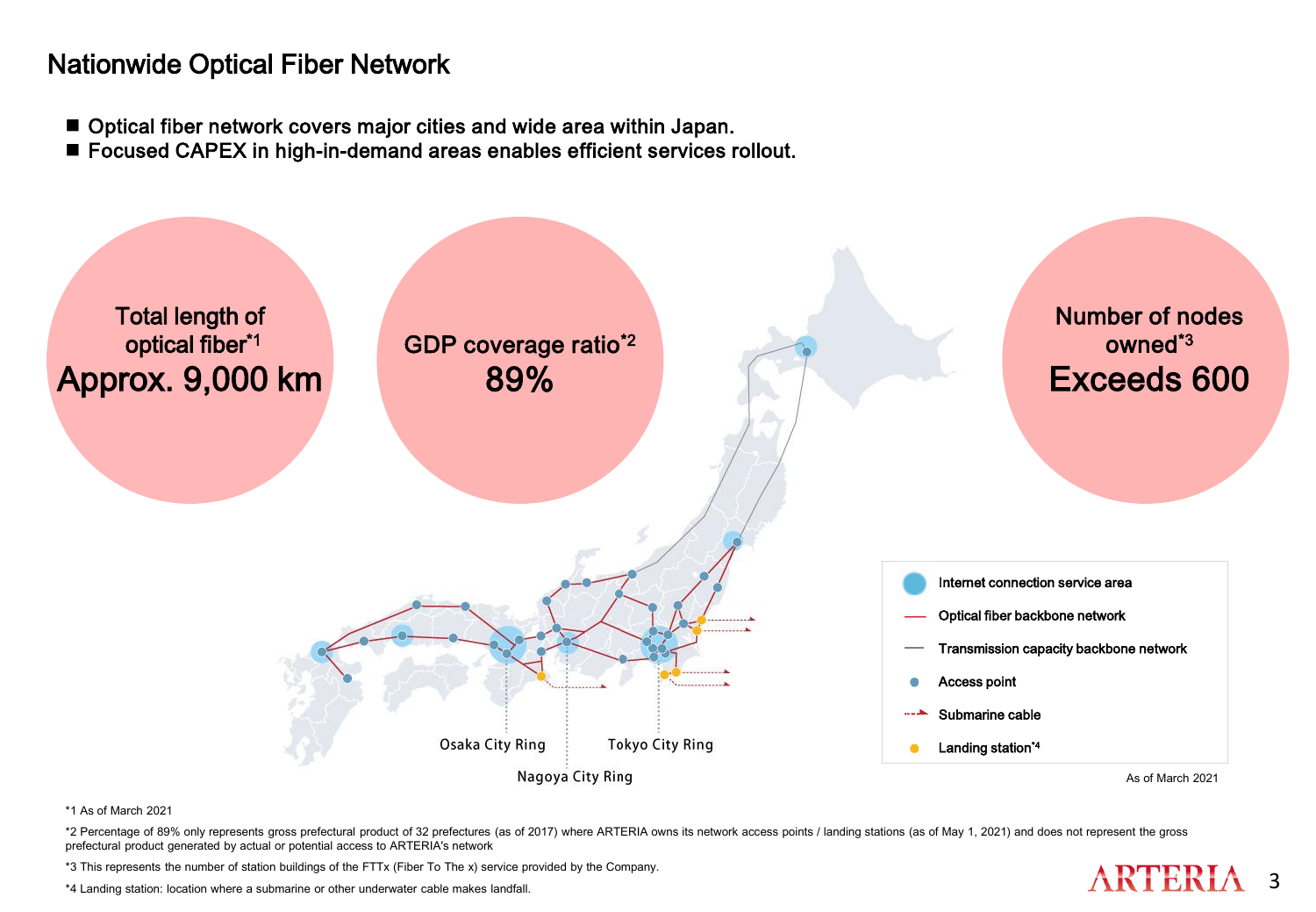# Nationwide Optical Fiber Network

- Optical fiber network covers major cities and wide area within Japan.
- Focused CAPEX in high-in-demand areas enables efficient services rollout.

Total length of optical fiber*1
**Approx. 9,000 km**

GDP coverage ratio*2
**89%**

Number of nodes owned*3
**Exceeds 600**

Osaka City Ring

Nagoya City Ring

Tokyo City Ring

- Internet connection service area
- Optical fiber backbone network
- Transmission capacity backbone network
- Access point
- Submarine cable
- Landing station*4

As of March 2021

*1 As of March 2021

*2 Percentage of 89% only represents gross prefectural product of 32 prefectures (as of 2017) where ARTERIA owns its network access points / landing stations (as of May 1, 2021) and does not represent the gross prefectural product generated by actual or potential access to ARTERIA's network

*3 This represents the number of station buildings of the FTTx (Fiber To The x) service provided by the Company.

*4 Landing station: location where a submarine or other underwater cable makes landfall.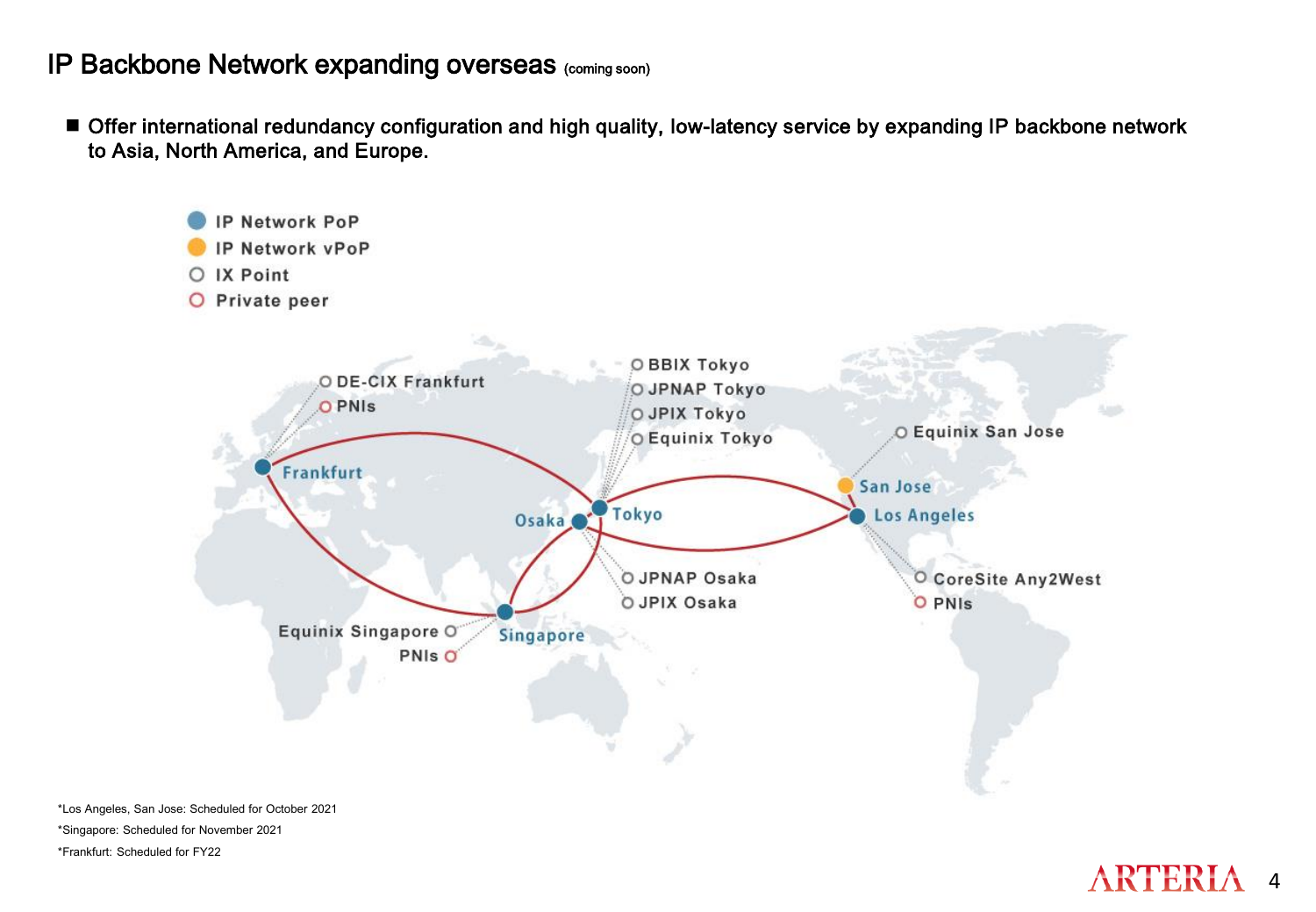# IP Backbone Network expanding overseas (coming soon)

- Offer international redundancy configuration and high quality, low-latency service by expanding IP backbone network to Asia, North America, and Europe.

IP Network PoP
IP Network vPoP
IX Point
Private peer

DE-CIX Frankfurt
PNIs
Frankfurt

BBIX Tokyo
JPNAP Tokyo
JPIX Tokyo
Equinix Tokyo
Tokyo

Osaka
JPNAP Osaka
JPIX Osaka

Equinix Singapore
PNIs
Singapore

Equinix San Jose
San Jose
Los Angeles
CoreSite Any2West
PNIs

*Los Angeles, San Jose: Scheduled for October 2021

*Singapore: Scheduled for November 2021

*Frankfurt: Scheduled for FY22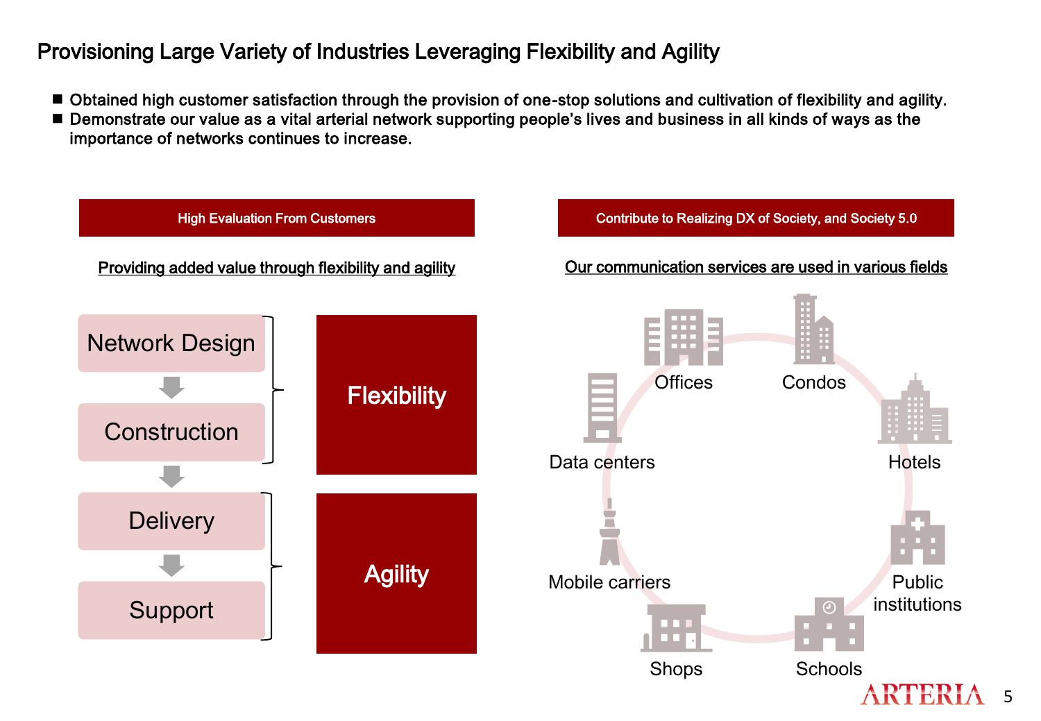# Provisioning Large Variety of Industries Leveraging Flexibility and Agility

- Obtained high customer satisfaction through the provision of one-stop solutions and cultivation of flexibility and agility.
- Demonstrate our value as a vital arterial network supporting people's lives and business in all kinds of ways as the importance of networks continues to increase.

## High Evaluation From Customers

**Providing added value through flexibility and agility**

- Network Design → Construction: **Flexibility**
- Delivery → Support: **Agility**

## Contribute to Realizing DX of Society, and Society 5.0

**Our communication services are used in various fields**

- Offices
- Condos
- Hotels
- Public institutions
- Schools
- Shops
- Mobile carriers
- Data centers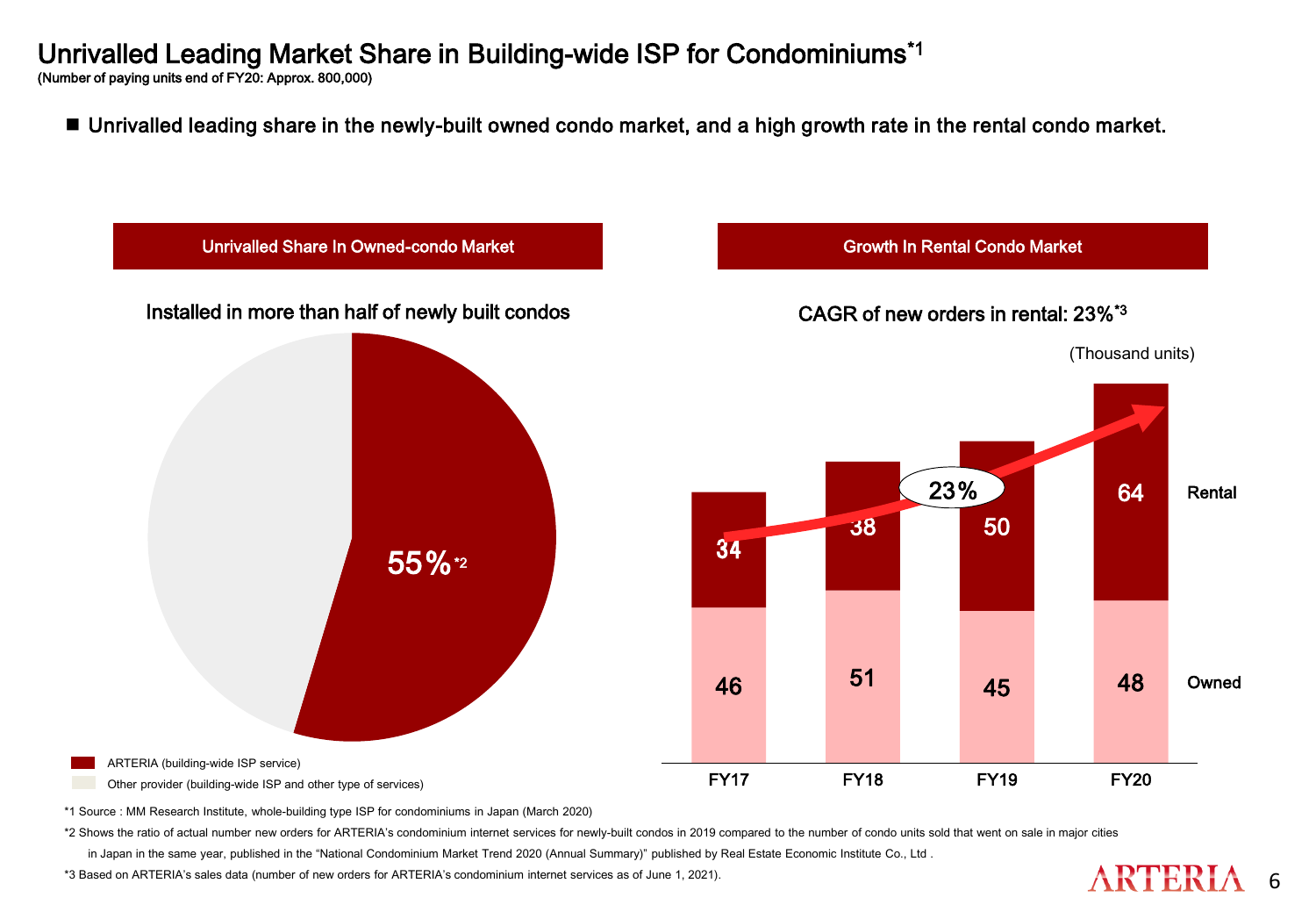# Unrivalled Leading Market Share in Building-wide ISP for Condominiums[*1]

**(Number of paying units end of FY20: Approx. 800,000)**

- **Unrivalled leading share in the newly-built owned condo market, and a high growth rate in the rental condo market.**

## Unrivalled Share In Owned-condo Market

**Installed in more than half of newly built condos**

55%[*2]

- ARTERIA (building-wide ISP service)
- Other provider (building-wide ISP and other type of services)

## Growth In Rental Condo Market

**CAGR of new orders in rental: 23%[*3]**

(Thousand units)

| | FY17 | FY18 | FY19 | FY20 |
|---|---|---|---|---|
| Rental | 34 | 38 | 50 | 64 |
| Owned | 46 | 51 | 45 | 48 |

23%

*1 Source : MM Research Institute, whole-building type ISP for condominiums in Japan (March 2020)

*2 Shows the ratio of actual number new orders for ARTERIA's condominium internet services for newly-built condos in 2019 compared to the number of condo units sold that went on sale in major cities in Japan in the same year, published in the "National Condominium Market Trend 2020 (Annual Summary)" published by Real Estate Economic Institute Co., Ltd .

*3 Based on ARTERIA's sales data (number of new orders for ARTERIA's condominium internet services as of June 1, 2021).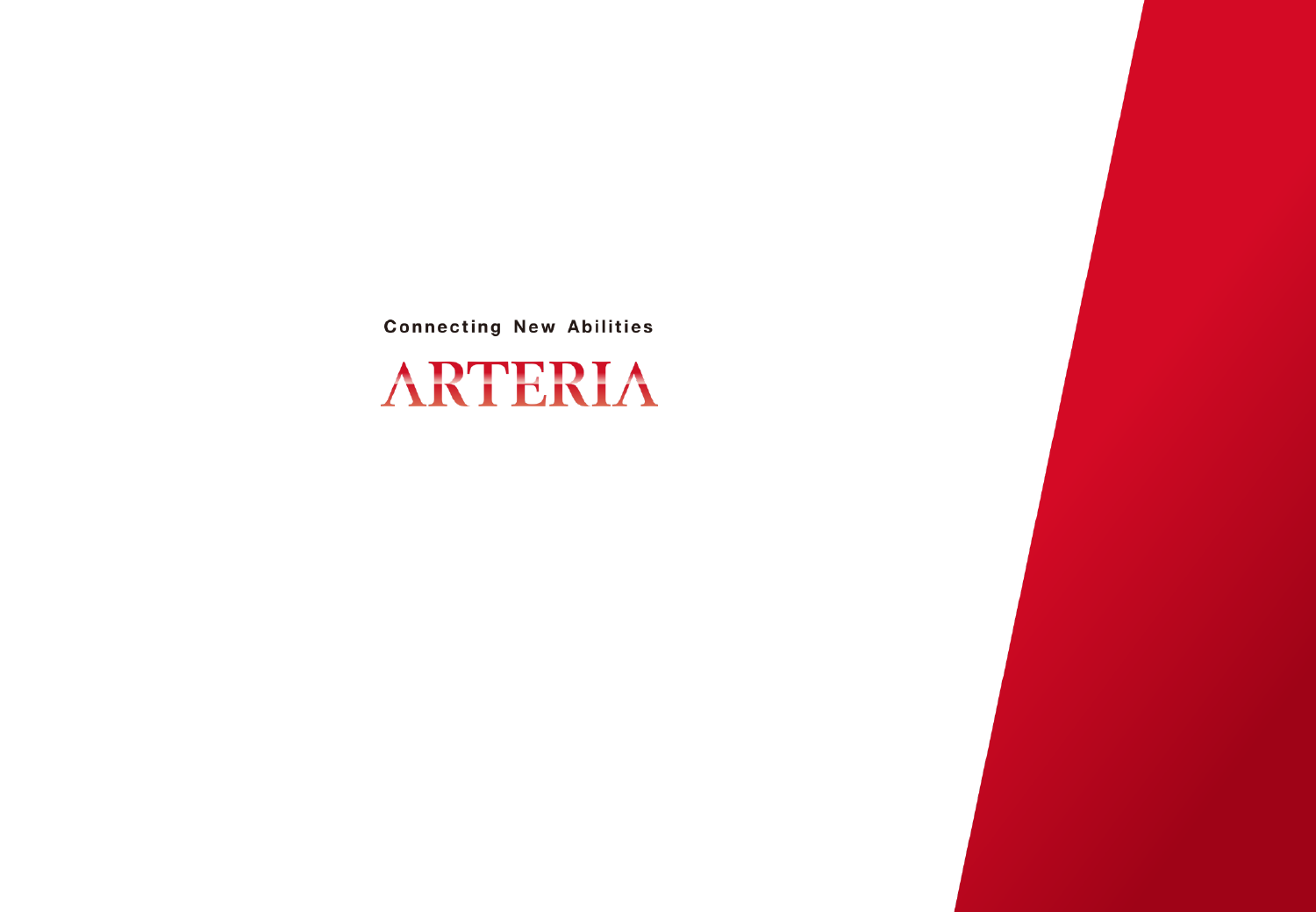Connecting New Abilities

ARTERIA